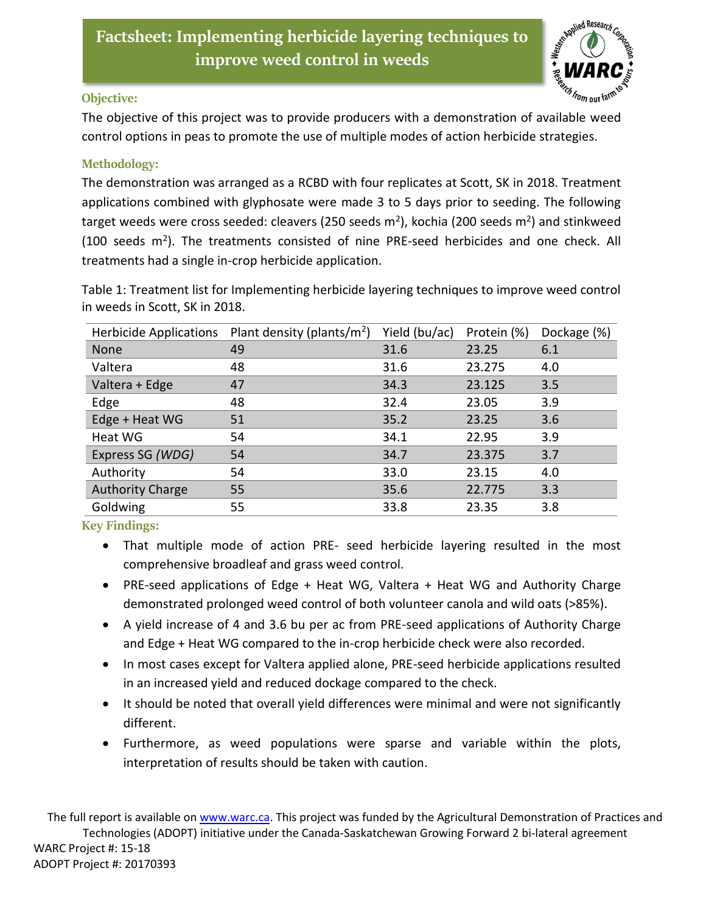# Factsheet: Implementing herbicide layering techniques to improve weed control in weeds

## Objective:

The objective of this project was to provide producers with a demonstration of available weed control options in peas to promote the use of multiple modes of action herbicide strategies.

## Methodology:

The demonstration was arranged as a RCBD with four replicates at Scott, SK in 2018. Treatment applications combined with glyphosate were made 3 to 5 days prior to seeding. The following target weeds were cross seeded: cleavers (250 seeds $m^2$), kochia (200 seeds $m^2$) and stinkweed (100 seeds $m^2$). The treatments consisted of nine PRE-seed herbicides and one check. All treatments had a single in-crop herbicide application.

Table 1: Treatment list for Implementing herbicide layering techniques to improve weed control in weeds in Scott, SK in 2018.

| Herbicide Applications | Plant density (plants/$m^2$) | Yield (bu/ac) | Protein (%) | Dockage (%) |
|---|---|---|---|---|
| None | 49 | 31.6 | 23.25 | 6.1 |
| Valtera | 48 | 31.6 | 23.275 | 4.0 |
| Valtera + Edge | 47 | 34.3 | 23.125 | 3.5 |
| Edge | 48 | 32.4 | 23.05 | 3.9 |
| Edge + Heat WG | 51 | 35.2 | 23.25 | 3.6 |
| Heat WG | 54 | 34.1 | 22.95 | 3.9 |
| Express SG *(WDG)* | 54 | 34.7 | 23.375 | 3.7 |
| Authority | 54 | 33.0 | 23.15 | 4.0 |
| Authority Charge | 55 | 35.6 | 22.775 | 3.3 |
| Goldwing | 55 | 33.8 | 23.35 | 3.8 |

## Key Findings:

- That multiple mode of action PRE- seed herbicide layering resulted in the most comprehensive broadleaf and grass weed control.
- PRE-seed applications of Edge + Heat WG, Valtera + Heat WG and Authority Charge demonstrated prolonged weed control of both volunteer canola and wild oats (>85%).
- A yield increase of 4 and 3.6 bu per ac from PRE-seed applications of Authority Charge and Edge + Heat WG compared to the in-crop herbicide check were also recorded.
- In most cases except for Valtera applied alone, PRE-seed herbicide applications resulted in an increased yield and reduced dockage compared to the check.
- It should be noted that overall yield differences were minimal and were not significantly different.
- Furthermore, as weed populations were sparse and variable within the plots, interpretation of results should be taken with caution.

The full report is available on www.warc.ca. This project was funded by the Agricultural Demonstration of Practices and Technologies (ADOPT) initiative under the Canada-Saskatchewan Growing Forward 2 bi-lateral agreement

WARC Project #: 15-18

ADOPT Project #: 20170393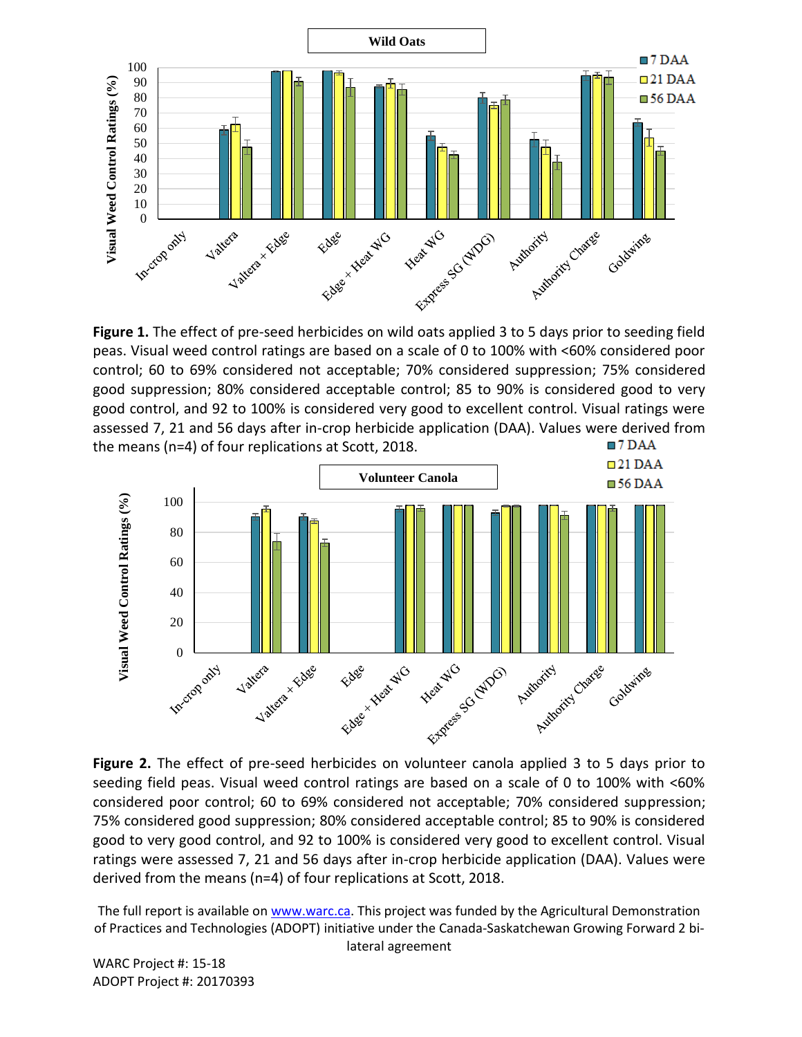Wild Oats

7 DAA
21 DAA
56 DAA

Visual Weed Control Ratings (%)

100
90
80
70
60
50
40
30
20
10
0

In-crop only
Valtera
Valtera + Edge
Edge
Edge + Heat WG
Heat WG
Express SG (WDG)
Authority
Authority Charge
Goldwing

**Figure 1.** The effect of pre-seed herbicides on wild oats applied 3 to 5 days prior to seeding field peas. Visual weed control ratings are based on a scale of 0 to 100% with <60% considered poor control; 60 to 69% considered not acceptable; 70% considered suppression; 75% considered good suppression; 80% considered acceptable control; 85 to 90% is considered good to very good control, and 92 to 100% is considered very good to excellent control. Visual ratings were assessed 7, 21 and 56 days after in-crop herbicide application (DAA). Values were derived from the means (n=4) of four replications at Scott, 2018.

Volunteer Canola

7 DAA
21 DAA
56 DAA

Visual Weed Control Ratings (%)

100
80
60
40
20
0

In-crop only
Valtera
Valtera + Edge
Edge
Edge + Heat WG
Heat WG
Express SG (WDG)
Authority
Authority Charge
Goldwing

**Figure 2.** The effect of pre-seed herbicides on volunteer canola applied 3 to 5 days prior to seeding field peas. Visual weed control ratings are based on a scale of 0 to 100% with <60% considered poor control; 60 to 69% considered not acceptable; 70% considered suppression; 75% considered good suppression; 80% considered acceptable control; 85 to 90% is considered good to very good control, and 92 to 100% is considered very good to excellent control. Visual ratings were assessed 7, 21 and 56 days after in-crop herbicide application (DAA). Values were derived from the means (n=4) of four replications at Scott, 2018.

The full report is available on www.warc.ca. This project was funded by the Agricultural Demonstration of Practices and Technologies (ADOPT) initiative under the Canada-Saskatchewan Growing Forward 2 bi-lateral agreement

WARC Project #: 15-18
ADOPT Project #: 20170393